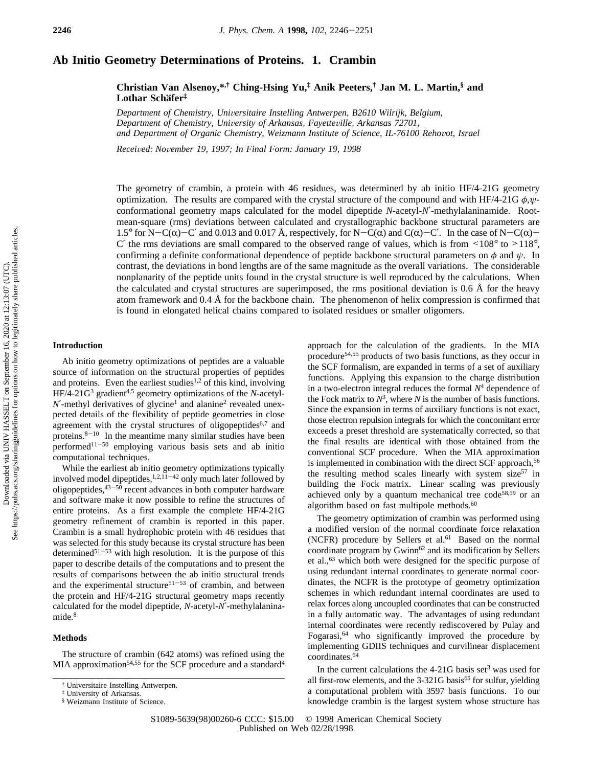# Ab Initio Geometry Determinations of Proteins. 1. Crambin

**Christian Van Alsenoy,\*,† Ching-Hsing Yu,‡ Anik Peeters,† Jan M. L. Martin,§ and Lothar Schäfer‡**

*Department of Chemistry, Universitaire Instelling Antwerpen, B2610 Wilrijk, Belgium, Department of Chemistry, University of Arkansas, Fayetteville, Arkansas 72701, and Department of Organic Chemistry, Weizmann Institute of Science, IL-76100 Rehovot, Israel*

*Received: November 19, 1997; In Final Form: January 19, 1998*

The geometry of crambin, a protein with 46 residues, was determined by ab initio HF/4-21G geometry optimization. The results are compared with the crystal structure of the compound and with HF/4-21G $\phi,\psi$-conformational geometry maps calculated for the model dipeptide *N*-acetyl-*N'*-methylalaninamide. Root-mean-square (rms) deviations between calculated and crystallographic backbone structural parameters are 1.5° for N−C(α)−C′ and 0.013 and 0.017 Å, respectively, for N−C(α) and C(α)−C′. In the case of N−C(α)−C′ the rms deviations are small compared to the observed range of values, which is from <108° to >118°, confirming a definite conformational dependence of peptide backbone structural parameters on $\phi$ and $\psi$. In contrast, the deviations in bond lengths are of the same magnitude as the overall variations. The considerable nonplanarity of the peptide units found in the crystal structure is well reproduced by the calculations. When the calculated and crystal structures are superimposed, the rms positional deviation is 0.6 Å for the heavy atom framework and 0.4 Å for the backbone chain. The phenomenon of helix compression is confirmed that is found in elongated helical chains compared to isolated residues or smaller oligomers.

## Introduction

Ab initio geometry optimizations of peptides are a valuable source of information on the structural properties of peptides and proteins. Even the earliest studies[1,2] of this kind, involving HF/4-21G[3] gradient[4,5] geometry optimizations of the *N*-acetyl-*N'*-methyl derivatives of glycine[1] and alanine[2] revealed unexpected details of the flexibility of peptide geometries in close agreement with the crystal structures of oligopeptides[6,7] and proteins.[8−10] In the meantime many similar studies have been performed[11−50] employing various basis sets and ab initio computational techniques.

While the earliest ab initio geometry optimizations typically involved model dipeptides,[1,2,11−42] only much later followed by oligopeptides,[43−50] recent advances in both computer hardware and software make it now possible to refine the structures of entire proteins. As a first example the complete HF/4-21G geometry refinement of crambin is reported in this paper. Crambin is a small hydrophobic protein with 46 residues that was selected for this study because its crystal structure has been determined[51−53] with high resolution. It is the purpose of this paper to describe details of the computations and to present the results of comparisons between the ab initio structural trends and the experimental structure[51−53] of crambin, and between the protein and HF/4-21G structural geometry maps recently calculated for the model dipeptide, *N*-acetyl-*N'*-methylalaninamide.[8]

## Methods

The structure of crambin (642 atoms) was refined using the MIA approximation[54,55] for the SCF procedure and a standard[4] approach for the calculation of the gradients. In the MIA procedure[54,55] products of two basis functions, as they occur in the SCF formalism, are expanded in terms of a set of auxiliary functions. Applying this expansion to the charge distribution in a two-electron integral reduces the formal $N^4$ dependence of the Fock matrix to $N^3$, where $N$ is the number of basis functions. Since the expansion in terms of auxiliary functions is not exact, those electron repulsion integrals for which the concomitant error exceeds a preset threshold are systematically corrected, so that the final results are identical with those obtained from the conventional SCF procedure. When the MIA approximation is implemented in combination with the direct SCF approach,[56] the resulting method scales linearly with system size[57] in building the Fock matrix. Linear scaling was previously achieved only by a quantum mechanical tree code[58,59] or an algorithm based on fast multipole methods.[60]

The geometry optimization of crambin was performed using a modified version of the normal coordinate force relaxation (NCFR) procedure by Sellers et al.[61] Based on the normal coordinate program by Gwinn[62] and its modification by Sellers et al.,[63] which both were designed for the specific purpose of using redundant internal coordinates to generate normal coordinates, the NCFR is the prototype of geometry optimization schemes in which redundant internal coordinates are used to relax forces along uncoupled coordinates that can be constructed in a fully automatic way. The advantages of using redundant internal coordinates were recently rediscovered by Pulay and Fogarasi,[64] who significantly improved the procedure by implementing GDIIS techniques and curvilinear displacement coordinates.[64]

In the current calculations the 4-21G basis set[3] was used for all first-row elements, and the 3-321G basis[65] for sulfur, yielding a computational problem with 3597 basis functions. To our knowledge crambin is the largest system whose structure has

† Universitaire Instelling Antwerpen.
‡ University of Arkansas.
§ Weizmann Institute of Science.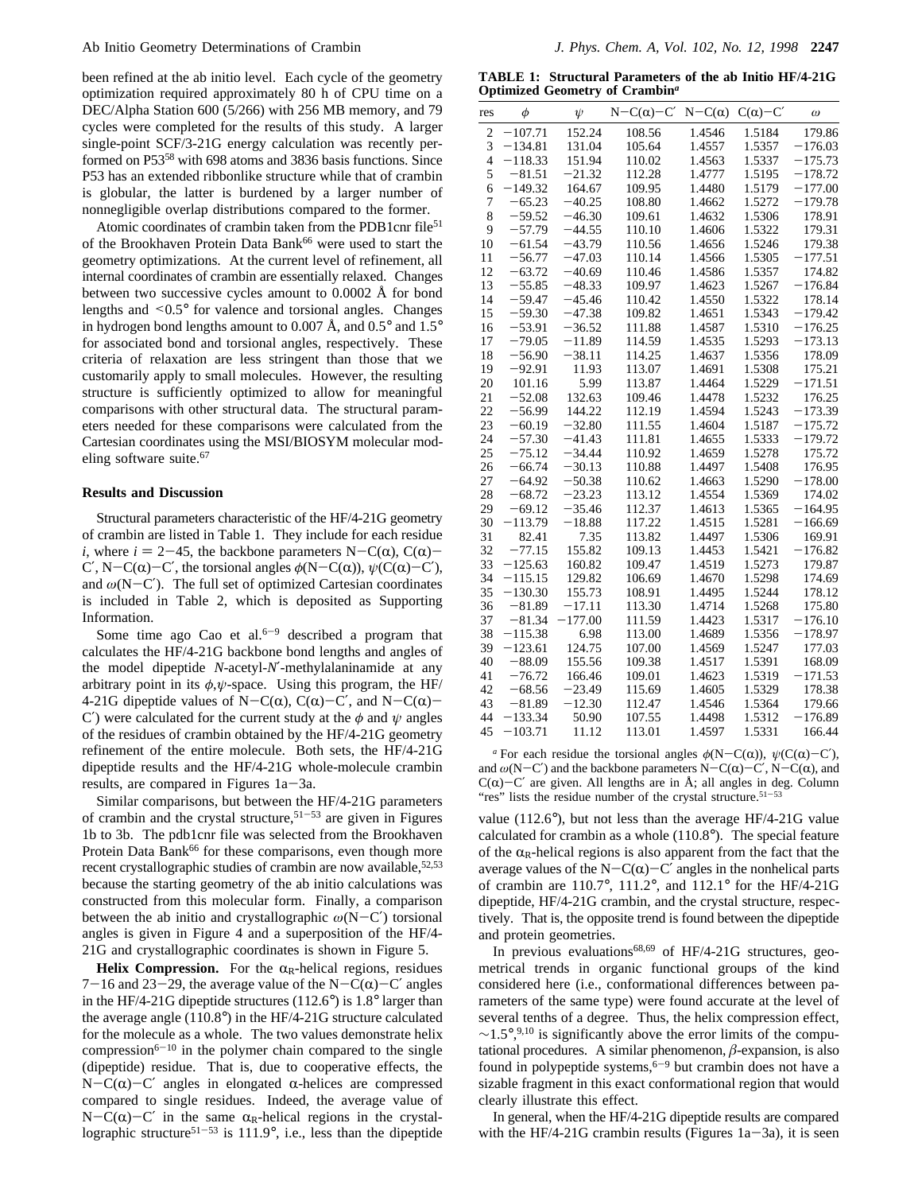been refined at the ab initio level. Each cycle of the geometry optimization required approximately 80 h of CPU time on a DEC/Alpha Station 600 (5/266) with 256 MB memory, and 79 cycles were completed for the results of this study. A larger single-point SCF/3-21G energy calculation was recently performed on P53[58] with 698 atoms and 3836 basis functions. Since P53 has an extended ribbonlike structure while that of crambin is globular, the latter is burdened by a larger number of nonnegligible overlap distributions compared to the former.

Atomic coordinates of crambin taken from the PDB1cnr file[51] of the Brookhaven Protein Data Bank[66] were used to start the geometry optimizations. At the current level of refinement, all internal coordinates of crambin are essentially relaxed. Changes between two successive cycles amount to 0.0002 Å for bond lengths and <0.5° for valence and torsional angles. Changes in hydrogen bond lengths amount to 0.007 Å, and 0.5° and 1.5° for associated bond and torsional angles, respectively. These criteria of relaxation are less stringent than those that we customarily apply to small molecules. However, the resulting structure is sufficiently optimized to allow for meaningful comparisons with other structural data. The structural parameters needed for these comparisons were calculated from the Cartesian coordinates using the MSI/BIOSYM molecular modeling software suite.[67]

## Results and Discussion

Structural parameters characteristic of the HF/4-21G geometry of crambin are listed in Table 1. They include for each residue $i$, where $i = 2-45$, the backbone parameters N−C(α), C(α)−C′, N−C(α)−C′, the torsional angles $\phi$(N−C(α)), $\psi$(C(α)−C′), and $\omega$(N−C′). The full set of optimized Cartesian coordinates is included in Table 2, which is deposited as Supporting Information.

Some time ago Cao et al.[6−9] described a program that calculates the HF/4-21G backbone bond lengths and angles of the model dipeptide *N*-acetyl-*N*′-methylalaninamide at any arbitrary point in its $\phi,\psi$-space. Using this program, the HF/4-21G dipeptide values of N−C(α), C(α)−C′, and N−C(α)−C′) were calculated for the current study at the $\phi$ and $\psi$ angles of the residues of crambin obtained by the HF/4-21G geometry refinement of the entire molecule. Both sets, the HF/4-21G dipeptide results and the HF/4-21G whole-molecule crambin results, are compared in Figures 1a−3a.

Similar comparisons, but between the HF/4-21G parameters of crambin and the crystal structure,[51−53] are given in Figures 1b to 3b. The pdb1cnr file was selected from the Brookhaven Protein Data Bank[66] for these comparisons, even though more recent crystallographic studies of crambin are now available,[52,53] because the starting geometry of the ab initio calculations was constructed from this molecular form. Finally, a comparison between the ab initio and crystallographic $\omega$(N−C′) torsional angles is given in Figure 4 and a superposition of the HF/4-21G and crystallographic coordinates is shown in Figure 5.

**Helix Compression.** For the $\alpha_R$-helical regions, residues 7−16 and 23−29, the average value of the N−C(α)−C′ angles in the HF/4-21G dipeptide structures (112.6°) is 1.8° larger than the average angle (110.8°) in the HF/4-21G structure calculated for the molecule as a whole. The two values demonstrate helix compression[6−10] in the polymer chain compared to the single (dipeptide) residue. That is, due to cooperative effects, the N−C(α)−C′ angles in elongated α-helices are compressed compared to single residues. Indeed, the average value of N−C(α)−C′ in the same $\alpha_R$-helical regions in the crystallographic structure[51−53] is 111.9°, i.e., less than the dipeptide value (112.6°), but not less than the average HF/4-21G value calculated for crambin as a whole (110.8°). The special feature of the $\alpha_R$-helical regions is also apparent from the fact that the average values of the N−C(α)−C′ angles in the nonhelical parts of crambin are 110.7°, 111.2°, and 112.1° for the HF/4-21G dipeptide, HF/4-21G crambin, and the crystal structure, respectively. That is, the opposite trend is found between the dipeptide and protein geometries.

In previous evaluations[68,69] of HF/4-21G structures, geometrical trends in organic functional groups of the kind considered here (i.e., conformational differences between parameters of the same type) were found accurate at the level of several tenths of a degree. Thus, the helix compression effect, ~1.5°,[9,10] is significantly above the error limits of the computational procedures. A similar phenomenon, $\beta$-expansion, is also found in polypeptide systems,[6−9] but crambin does not have a sizable fragment in this exact conformational region that would clearly illustrate this effect.

In general, when the HF/4-21G dipeptide results are compared with the HF/4-21G crambin results (Figures 1a−3a), it is seen

**TABLE 1: Structural Parameters of the ab Initio HF/4-21G Optimized Geometry of Crambin**[a]

| res | $\phi$ | $\psi$ | N−C(α)−C′ | N−C(α) | C(α)−C′ | $\omega$ |
|---|---|---|---|---|---|---|
| 2 | −107.71 | 152.24 | 108.56 | 1.4546 | 1.5184 | 179.86 |
| 3 | −134.81 | 131.04 | 105.64 | 1.4557 | 1.5357 | −176.03 |
| 4 | −118.33 | 151.94 | 110.02 | 1.4563 | 1.5337 | −175.73 |
| 5 | −81.51 | −21.32 | 112.28 | 1.4777 | 1.5195 | −178.72 |
| 6 | −149.32 | 164.67 | 109.95 | 1.4480 | 1.5179 | −177.00 |
| 7 | −65.23 | −40.25 | 108.80 | 1.4662 | 1.5272 | −179.78 |
| 8 | −59.52 | −46.30 | 109.61 | 1.4632 | 1.5306 | 178.91 |
| 9 | −57.79 | −44.55 | 110.10 | 1.4606 | 1.5322 | 179.31 |
| 10 | −61.54 | −43.79 | 110.56 | 1.4656 | 1.5246 | 179.38 |
| 11 | −56.77 | −47.03 | 110.14 | 1.4566 | 1.5305 | −177.51 |
| 12 | −63.72 | −40.69 | 110.46 | 1.4586 | 1.5357 | 174.82 |
| 13 | −55.85 | −48.33 | 109.97 | 1.4623 | 1.5267 | −176.84 |
| 14 | −59.47 | −45.46 | 110.42 | 1.4550 | 1.5322 | 178.14 |
| 15 | −59.30 | −47.38 | 109.82 | 1.4651 | 1.5343 | −179.42 |
| 16 | −53.91 | −36.52 | 111.88 | 1.4587 | 1.5310 | −176.25 |
| 17 | −79.05 | −11.89 | 114.59 | 1.4535 | 1.5293 | −173.13 |
| 18 | −56.90 | −38.11 | 114.25 | 1.4637 | 1.5356 | 178.09 |
| 19 | −92.91 | 11.93 | 113.07 | 1.4691 | 1.5308 | 175.21 |
| 20 | 101.16 | 5.99 | 113.87 | 1.4464 | 1.5229 | −171.51 |
| 21 | −52.08 | 132.63 | 109.46 | 1.4478 | 1.5232 | 176.25 |
| 22 | −56.99 | 144.22 | 112.19 | 1.4594 | 1.5243 | −173.39 |
| 23 | −60.19 | −32.80 | 111.55 | 1.4604 | 1.5187 | −175.72 |
| 24 | −57.30 | −41.43 | 111.81 | 1.4655 | 1.5333 | −179.72 |
| 25 | −75.12 | −34.44 | 110.92 | 1.4659 | 1.5278 | 175.72 |
| 26 | −66.74 | −30.13 | 110.88 | 1.4497 | 1.5408 | 176.95 |
| 27 | −64.92 | −50.38 | 110.62 | 1.4663 | 1.5290 | −178.00 |
| 28 | −68.72 | −23.23 | 113.12 | 1.4554 | 1.5369 | 174.02 |
| 29 | −69.12 | −35.46 | 112.37 | 1.4613 | 1.5365 | −164.95 |
| 30 | −113.79 | −18.88 | 117.22 | 1.4515 | 1.5281 | −166.69 |
| 31 | 82.41 | 7.35 | 113.82 | 1.4497 | 1.5306 | 169.91 |
| 32 | −77.15 | 155.82 | 109.13 | 1.4453 | 1.5421 | −176.82 |
| 33 | −125.63 | 160.82 | 109.47 | 1.4519 | 1.5273 | 179.87 |
| 34 | −115.15 | 129.82 | 106.69 | 1.4670 | 1.5298 | 174.69 |
| 35 | −130.30 | 155.73 | 108.91 | 1.4495 | 1.5244 | 178.12 |
| 36 | −81.89 | −17.11 | 113.30 | 1.4714 | 1.5268 | 175.80 |
| 37 | −81.34 | −177.00 | 111.59 | 1.4423 | 1.5317 | −176.10 |
| 38 | −115.38 | 6.98 | 113.00 | 1.4689 | 1.5356 | −178.97 |
| 39 | −123.61 | 124.75 | 107.00 | 1.4569 | 1.5247 | 177.03 |
| 40 | −88.09 | 155.56 | 109.38 | 1.4517 | 1.5391 | 168.09 |
| 41 | −76.72 | 166.46 | 109.01 | 1.4623 | 1.5319 | −171.53 |
| 42 | −68.56 | −23.49 | 115.69 | 1.4605 | 1.5329 | 178.38 |
| 43 | −81.89 | −12.30 | 112.47 | 1.4546 | 1.5364 | 179.66 |
| 44 | −133.34 | 50.90 | 107.55 | 1.4498 | 1.5312 | −176.89 |
| 45 | −103.71 | 11.12 | 113.01 | 1.4597 | 1.5331 | 166.44 |

[a] For each residue the torsional angles $\phi$(N−C(α)), $\psi$(C(α)−C′), and $\omega$(N−C′) and the backbone parameters N−C(α)−C′, N−C(α), and C(α)−C′ are given. All lengths are in Å; all angles in deg. Column "res" lists the residue number of the crystal structure.[51−53]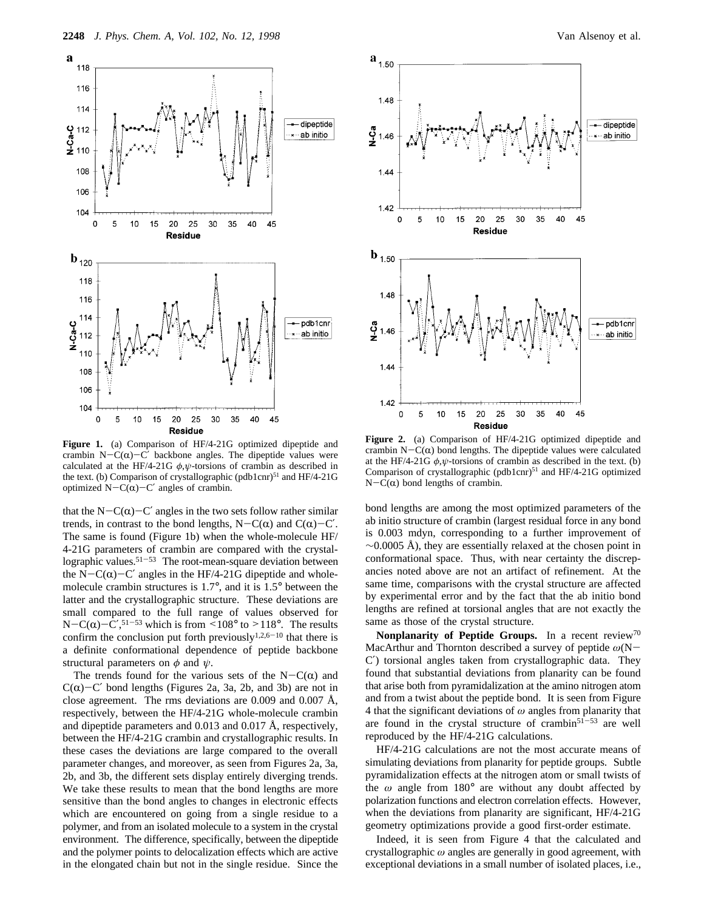**Figure 1.** (a) Comparison of HF/4-21G optimized dipeptide and crambin N−C(α)−C′ backbone angles. The dipeptide values were calculated at the HF/4-21G $\phi,\psi$-torsions of crambin as described in the text. (b) Comparison of crystallographic (pdb1cnr)[51] and HF/4-21G optimized N−C(α)−C′ angles of crambin.

**Figure 2.** (a) Comparison of HF/4-21G optimized dipeptide and crambin N−C(α) bond lengths. The dipeptide values were calculated at the HF/4-21G $\phi,\psi$-torsions of crambin as described in the text. (b) Comparison of crystallographic (pdb1cnr)[51] and HF/4-21G optimized N−C(α) bond lengths of crambin.

that the N−C(α)−C′ angles in the two sets follow rather similar trends, in contrast to the bond lengths, N−C(α) and C(α)−C′. The same is found (Figure 1b) when the whole-molecule HF/4-21G parameters of crambin are compared with the crystallographic values.[51−53] The root-mean-square deviation between the N−C(α)−C′ angles in the HF/4-21G dipeptide and whole-molecule crambin structures is 1.7°, and it is 1.5° between the latter and the crystallographic structure. These deviations are small compared to the full range of values observed for N−C(α)−C′,[51−53] which is from <108° to >118°. The results confirm the conclusion put forth previously[1,2,6−10] that there is a definite conformational dependence of peptide backbone structural parameters on $\phi$ and $\psi$.

The trends found for the various sets of the N−C(α) and C(α)−C′ bond lengths (Figures 2a, 3a, 2b, and 3b) are not in close agreement. The rms deviations are 0.009 and 0.007 Å, respectively, between the HF/4-21G whole-molecule crambin and dipeptide parameters and 0.013 and 0.017 Å, respectively, between the HF/4-21G crambin and crystallographic results. In these cases the deviations are large compared to the overall parameter changes, and moreover, as seen from Figures 2a, 3a, 2b, and 3b, the different sets display entirely diverging trends. We take these results to mean that the bond lengths are more sensitive than the bond angles to changes in electronic effects which are encountered on going from a single residue to a polymer, and from an isolated molecule to a system in the crystal environment. The difference, specifically, between the dipeptide and the polymer points to delocalization effects which are active in the elongated chain but not in the single residue. Since the bond lengths are among the most optimized parameters of the ab initio structure of crambin (largest residual force in any bond is 0.003 mdyn, corresponding to a further improvement of ~0.0005 Å), they are essentially relaxed at the chosen point in conformational space. Thus, with near certainty the discrepancies noted above are not an artifact of refinement. At the same time, comparisons with the crystal structure are affected by experimental error and by the fact that the ab initio bond lengths are refined at torsional angles that are not exactly the same as those of the crystal structure.

**Nonplanarity of Peptide Groups.** In a recent review[70] MacArthur and Thornton described a survey of peptide $\omega$(N−C′) torsional angles taken from crystallographic data. They found that substantial deviations from planarity can be found that arise both from pyramidalization at the amino nitrogen atom and from a twist about the peptide bond. It is seen from Figure 4 that the significant deviations of $\omega$ angles from planarity that are found in the crystal structure of crambin[51−53] are well reproduced by the HF/4-21G calculations.

HF/4-21G calculations are not the most accurate means of simulating deviations from planarity for peptide groups. Subtle pyramidalization effects at the nitrogen atom or small twists of the $\omega$ angle from 180° are without any doubt affected by polarization functions and electron correlation effects. However, when the deviations from planarity are significant, HF/4-21G geometry optimizations provide a good first-order estimate.

Indeed, it is seen from Figure 4 that the calculated and crystallographic $\omega$ angles are generally in good agreement, with exceptional deviations in a small number of isolated places, i.e.,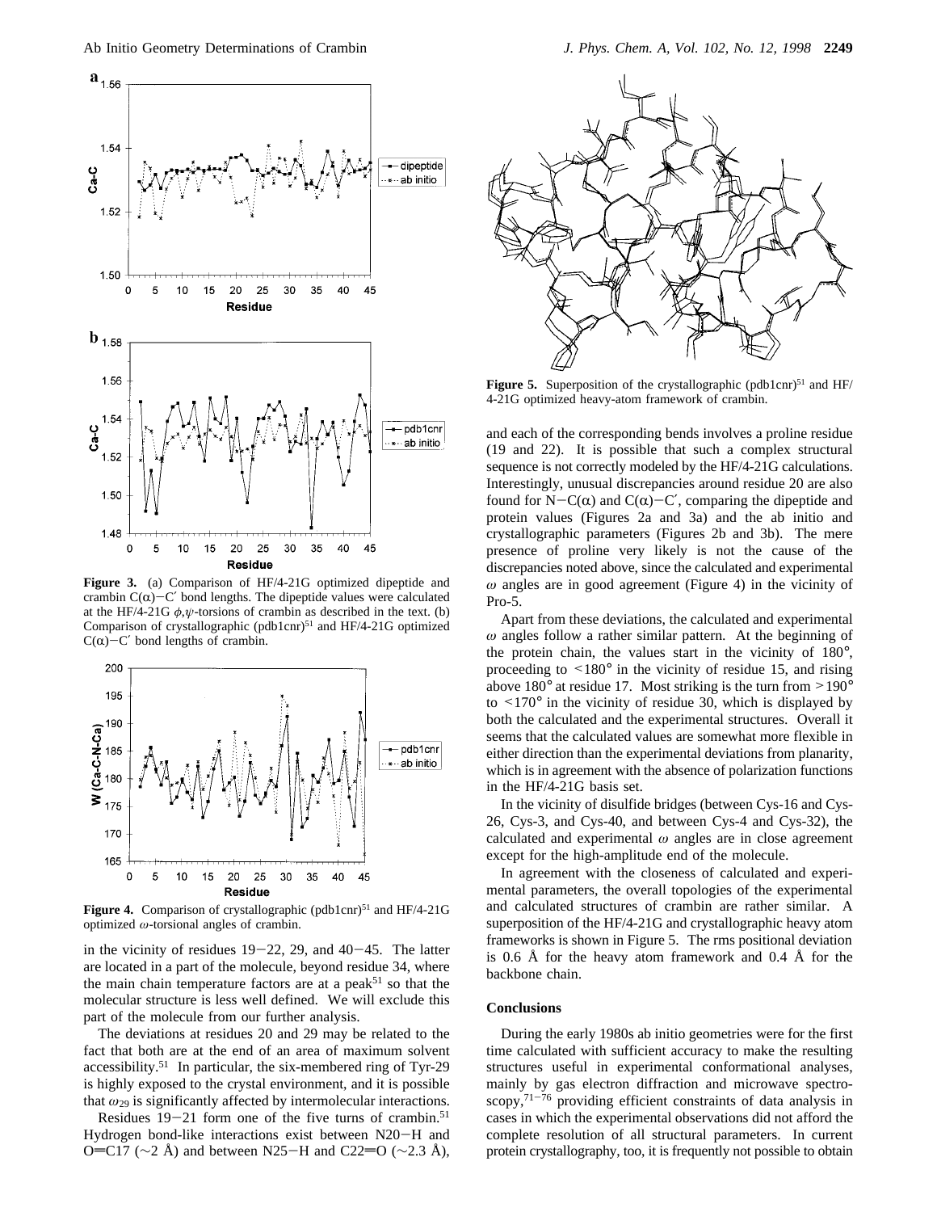**Figure 3.** (a) Comparison of HF/4-21G optimized dipeptide and crambin C(α)−C′ bond lengths. The dipeptide values were calculated at the HF/4-21G $\phi,\psi$-torsions of crambin as described in the text. (b) Comparison of crystallographic (pdb1cnr)[51] and HF/4-21G optimized C(α)−C′ bond lengths of crambin.

**Figure 4.** Comparison of crystallographic (pdb1cnr)[51] and HF/4-21G optimized $\omega$-torsional angles of crambin.

in the vicinity of residues 19−22, 29, and 40−45. The latter are located in a part of the molecule, beyond residue 34, where the main chain temperature factors are at a peak[51] so that the molecular structure is less well defined. We will exclude this part of the molecule from our further analysis.

The deviations at residues 20 and 29 may be related to the fact that both are at the end of an area of maximum solvent accessibility.[51] In particular, the six-membered ring of Tyr-29 is highly exposed to the crystal environment, and it is possible that $\omega_{29}$ is significantly affected by intermolecular interactions.

Residues 19−21 form one of the five turns of crambin.[51] Hydrogen bond-like interactions exist between N20−H and O=C17 (~2 Å) and between N25−H and C22=O (~2.3 Å), and each of the corresponding bends involves a proline residue (19 and 22). It is possible that such a complex structural sequence is not correctly modeled by the HF/4-21G calculations. Interestingly, unusual discrepancies around residue 20 are also found for N−C(α) and C(α)−C′, comparing the dipeptide and protein values (Figures 2a and 3a) and the ab initio and crystallographic parameters (Figures 2b and 3b). The mere presence of proline very likely is not the cause of the discrepancies noted above, since the calculated and experimental $\omega$ angles are in good agreement (Figure 4) in the vicinity of Pro-5.

Apart from these deviations, the calculated and experimental $\omega$ angles follow a rather similar pattern. At the beginning of the protein chain, the values start in the vicinity of 180°, proceeding to <180° in the vicinity of residue 15, and rising above 180° at residue 17. Most striking is the turn from >190° to <170° in the vicinity of residue 30, which is displayed by both the calculated and the experimental structures. Overall it seems that the calculated values are somewhat more flexible in either direction than the experimental deviations from planarity, which is in agreement with the absence of polarization functions in the HF/4-21G basis set.

In the vicinity of disulfide bridges (between Cys-16 and Cys-26, Cys-3, and Cys-40, and between Cys-4 and Cys-32), the calculated and experimental $\omega$ angles are in close agreement except for the high-amplitude end of the molecule.

In agreement with the closeness of calculated and experimental parameters, the overall topologies of the experimental and calculated structures of crambin are rather similar. A superposition of the HF/4-21G and crystallographic heavy atom frameworks is shown in Figure 5. The rms positional deviation is 0.6 Å for the heavy atom framework and 0.4 Å for the backbone chain.

**Figure 5.** Superposition of the crystallographic (pdb1cnr)[51] and HF/4-21G optimized heavy-atom framework of crambin.

## Conclusions

During the early 1980s ab initio geometries were for the first time calculated with sufficient accuracy to make the resulting structures useful in experimental conformational analyses, mainly by gas electron diffraction and microwave spectroscopy,[71−76] providing efficient constraints of data analysis in cases in which the experimental observations did not afford the complete resolution of all structural parameters. In current protein crystallography, too, it is frequently not possible to obtain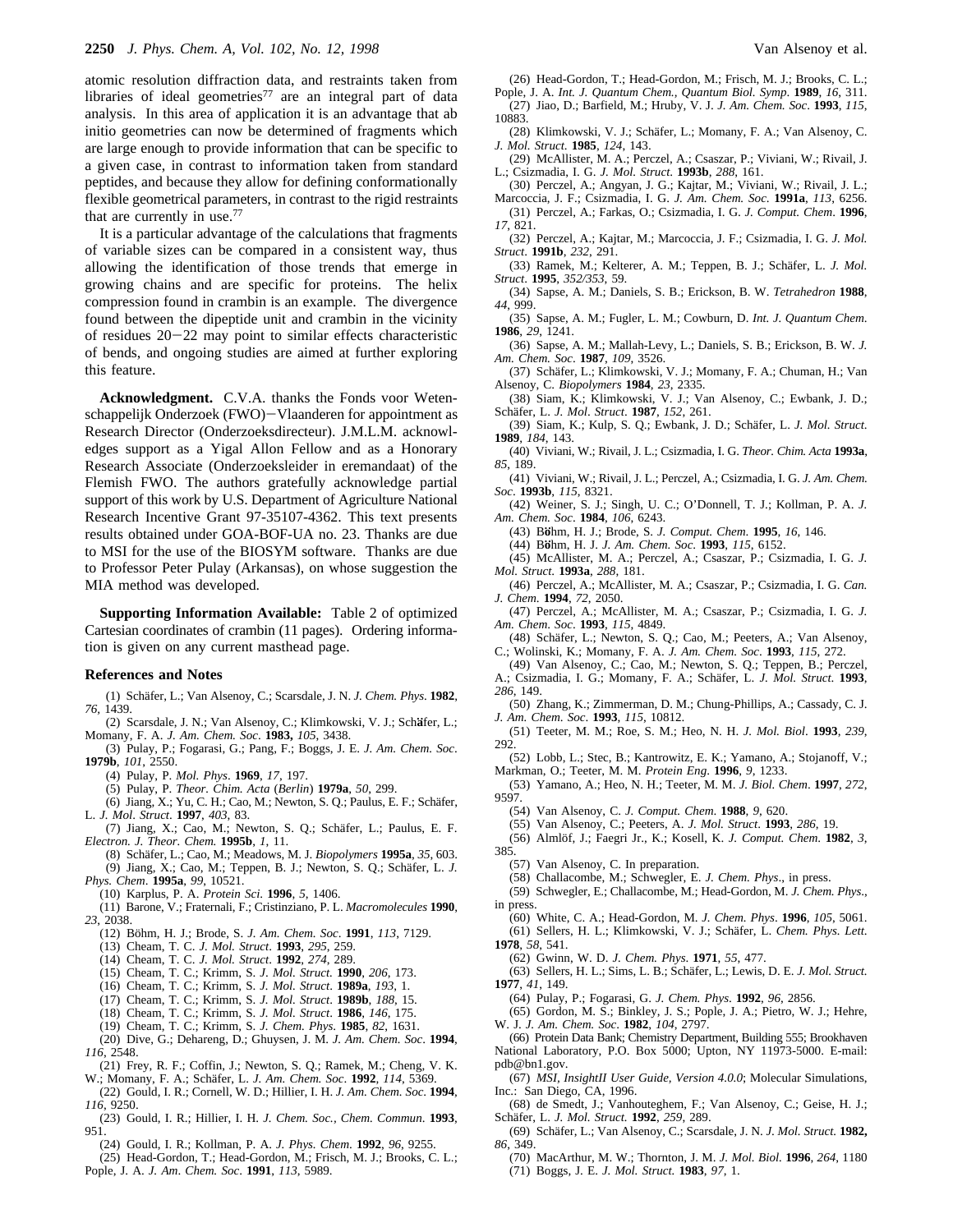atomic resolution diffraction data, and restraints taken from libraries of ideal geometries[77] are an integral part of data analysis. In this area of application it is an advantage that ab initio geometries can now be determined of fragments which are large enough to provide information that can be specific to a given case, in contrast to information taken from standard peptides, and because they allow for defining conformationally flexible geometrical parameters, in contrast to the rigid restraints that are currently in use.[77]

It is a particular advantage of the calculations that fragments of variable sizes can be compared in a consistent way, thus allowing the identification of those trends that emerge in growing chains and are specific for proteins. The helix compression found in crambin is an example. The divergence found between the dipeptide unit and crambin in the vicinity of residues 20–22 may point to similar effects characteristic of bends, and ongoing studies are aimed at further exploring this feature.

**Acknowledgment.** C.V.A. thanks the Fonds voor Wetenschappelijk Onderzoek (FWO)–Vlaanderen for appointment as Research Director (Onderzoeksdirecteur). J.M.L.M. acknowledges support as a Yigal Allon Fellow and as a Honorary Research Associate (Onderzoeksleider in eremandaat) of the Flemish FWO. The authors gratefully acknowledge partial support of this work by U.S. Department of Agriculture National Research Incentive Grant 97-35107-4362. This text presents results obtained under GOA-BOF-UA no. 23. Thanks are due to MSI for the use of the BIOSYM software. Thanks are due to Professor Peter Pulay (Arkansas), on whose suggestion the MIA method was developed.

**Supporting Information Available:** Table 2 of optimized Cartesian coordinates of crambin (11 pages). Ordering information is given on any current masthead page.

## References and Notes

(1) Schäfer, L.; Van Alsenoy, C.; Scarsdale, J. N. *J. Chem. Phys.* **1982**, *76*, 1439.
(2) Scarsdale, J. N.; Van Alsenoy, C.; Klimkowski, V. J.; Schäfer, L.; Momany, F. A. *J. Am. Chem. Soc.* **1983,** *105*, 3438.
(3) Pulay, P.; Fogarasi, G.; Pang, F.; Boggs, J. E. *J. Am. Chem. Soc.* **1979b**, *101*, 2550.
(4) Pulay, P. *Mol. Phys.* **1969**, *17*, 197.
(5) Pulay, P. *Theor. Chim. Acta* (*Berlin*) **1979a**, *50*, 299.
(6) Jiang, X.; Yu, C. H.; Cao, M.; Newton, S. Q.; Paulus, E. F.; Schäfer, L. *J. Mol. Struct.* **1997**, *403*, 83.
(7) Jiang, X.; Cao, M.; Newton, S. Q.; Schäfer, L.; Paulus, E. F. *Electron. J. Theor. Chem.* **1995b**, *1*, 11.
(8) Schäfer, L.; Cao, M.; Meadows, M. J. *Biopolymers* **1995a**, *35*, 603.
(9) Jiang, X.; Cao, M.; Teppen, B. J.; Newton, S. Q.; Schäfer, L. *J. Phys. Chem.* **1995a**, *99*, 10521.
(10) Karplus, P. A. *Protein Sci.* **1996**, *5*, 1406.
(11) Barone, V.; Fraternali, F.; Cristinziano, P. L. *Macromolecules* **1990**, *23*, 2038.
(12) Böhm, H. J.; Brode, S. *J. Am. Chem. Soc.* **1991**, *113*, 7129.
(13) Cheam, T. C. *J. Mol. Struct.* **1993**, *295*, 259.
(14) Cheam, T. C. *J. Mol. Struct.* **1992**, *274*, 289.
(15) Cheam, T. C.; Krimm, S. *J. Mol. Struct.* **1990**, *206*, 173.
(16) Cheam, T. C.; Krimm, S. *J. Mol. Struct.* **1989a**, *193*, 1.
(17) Cheam, T. C.; Krimm, S. *J. Mol. Struct.* **1989b**, *188*, 15.
(18) Cheam, T. C.; Krimm, S. *J. Mol. Struct.* **1986**, *146*, 175.
(19) Cheam, T. C.; Krimm, S. *J. Chem. Phys.* **1985**, *82*, 1631.
(20) Dive, G.; Dehareng, D.; Ghuysen, J. M. *J. Am. Chem. Soc.* **1994**, *116*, 2548.
(21) Frey, R. F.; Coffin, J.; Newton, S. Q.; Ramek, M.; Cheng, V. K. W.; Momany, F. A.; Schäfer, L. *J. Am. Chem. Soc.* **1992**, *114*, 5369.
(22) Gould, I. R.; Cornell, W. D.; Hillier, I. H. *J. Am. Chem. Soc.* **1994**, *116*, 9250.
(23) Gould, I. R.; Hillier, I. H. *J. Chem. Soc., Chem. Commun.* **1993**, 951.
(24) Gould, I. R.; Kollman, P. A. *J. Phys. Chem.* **1992**, *96*, 9255.
(25) Head-Gordon, T.; Head-Gordon, M.; Frisch, M. J.; Brooks, C. L.; Pople, J. A. *J. Am. Chem. Soc.* **1991**, *113*, 5989.
(26) Head-Gordon, T.; Head-Gordon, M.; Frisch, M. J.; Brooks, C. L.; Pople, J. A. *Int. J. Quantum Chem., Quantum Biol. Symp.* **1989**, *16*, 311.
(27) Jiao, D.; Barfield, M.; Hruby, V. J. *J. Am. Chem. Soc.* **1993**, *115*, 10883.
(28) Klimkowski, V. J.; Schäfer, L.; Momany, F. A.; Van Alsenoy, C. *J. Mol. Struct.* **1985**, *124*, 143.
(29) McAllister, M. A.; Perczel, A.; Csaszar, P.; Viviani, W.; Rivail, J. L.; Csizmadia, I. G. *J. Mol. Struct.* **1993b**, *288*, 161.
(30) Perczel, A.; Angyan, J. G.; Kajtar, M.; Viviani, W.; Rivail, J. L.; Marcoccia, J. F.; Csizmadia, I. G. *J. Am. Chem. Soc.* **1991a**, *113*, 6256.
(31) Perczel, A.; Farkas, O.; Csizmadia, I. G. *J. Comput. Chem.* **1996**, *17*, 821.
(32) Perczel, A.; Kajtar, M.; Marcoccia, J. F.; Csizmadia, I. G. *J. Mol. Struct.* **1991b**, *232*, 291.
(33) Ramek, M.; Kelterer, A. M.; Teppen, B. J.; Schäfer, L. *J. Mol. Struct.* **1995**, *352/353*, 59.
(34) Sapse, A. M.; Daniels, S. B.; Erickson, B. W. *Tetrahedron* **1988**, *44*, 999.
(35) Sapse, A. M.; Fugler, L. M.; Cowburn, D. *Int. J. Quantum Chem.* **1986**, *29*, 1241.
(36) Sapse, A. M.; Mallah-Levy, L.; Daniels, S. B.; Erickson, B. W. *J. Am. Chem. Soc.* **1987**, *109*, 3526.
(37) Schäfer, L.; Klimkowski, V. J.; Momany, F. A.; Chuman, H.; Van Alsenoy, C. *Biopolymers* **1984**, *23*, 2335.
(38) Siam, K.; Klimkowski, V. J.; Van Alsenoy, C.; Ewbank, J. D.; Schäfer, L. *J. Mol. Struct.* **1987**, *152*, 261.
(39) Siam, K.; Kulp, S. Q.; Ewbank, J. D.; Schäfer, L. *J. Mol. Struct.* **1989**, *184*, 143.
(40) Viviani, W.; Rivail, J. L.; Csizmadia, I. G. *Theor. Chim. Acta* **1993a**, *85*, 189.
(41) Viviani, W.; Rivail, J. L.; Perczel, A.; Csizmadia, I. G. *J. Am. Chem. Soc.* **1993b**, *115*, 8321.
(42) Weiner, S. J.; Singh, U. C.; O'Donnell, T. J.; Kollman, P. A. *J. Am. Chem. Soc.* **1984**, *106*, 6243.
(43) Böhm, H. J.; Brode, S. *J. Comput. Chem.* **1995**, *16*, 146.
(44) Böhm, H. J. *J. Am. Chem. Soc.* **1993**, *115*, 6152.
(45) McAllister, M. A.; Perczel, A.; Csaszar, P.; Csizmadia, I. G. *J. Mol. Struct.* **1993a**, *288*, 181.
(46) Perczel, A.; McAllister, M. A.; Csaszar, P.; Csizmadia, I. G. *Can. J. Chem.* **1994**, *72*, 2050.
(47) Perczel, A.; McAllister, M. A.; Csaszar, P.; Csizmadia, I. G. *J. Am. Chem. Soc.* **1993**, *115*, 4849.
(48) Schäfer, L.; Newton, S. Q.; Cao, M.; Peeters, A.; Van Alsenoy, C.; Wolinski, K.; Momany, F. A. *J. Am. Chem. Soc.* **1993**, *115*, 272.
(49) Van Alsenoy, C.; Cao, M.; Newton, S. Q.; Teppen, B.; Perczel, A.; Csizmadia, I. G.; Momany, F. A.; Schäfer, L. *J. Mol. Struct.* **1993**, *286*, 149.
(50) Zhang, K.; Zimmerman, D. M.; Chung-Phillips, A.; Cassady, C. J. *J. Am. Chem. Soc.* **1993**, *115*, 10812.
(51) Teeter, M. M.; Roe, S. M.; Heo, N. H. *J. Mol. Biol.* **1993**, *239*, 292.
(52) Lobb, L.; Stec, B.; Kantrowitz, E. K.; Yamano, A.; Stojanoff, V.; Markman, O.; Teeter, M. M. *Protein Eng.* **1996**, *9*, 1233.
(53) Yamano, A.; Heo, N. H.; Teeter, M. M. *J. Biol. Chem.* **1997**, *272*, 9597.
(54) Van Alsenoy, C. *J. Comput. Chem.* **1988**, *9*, 620.
(55) Van Alsenoy, C.; Peeters, A. *J. Mol. Struct.* **1993**, *286*, 19.
(56) Almlöf, J.; Faegri Jr., K.; Kosell, K. *J. Comput. Chem.* **1982**, *3*, 385.
(57) Van Alsenoy, C. In preparation.
(58) Challacombe, M.; Schwegler, E. *J. Chem. Phys.*, in press.
(59) Schwegler, E.; Challacombe, M.; Head-Gordon, M. *J. Chem. Phys.*, in press.
(60) White, C. A.; Head-Gordon, M. *J. Chem. Phys.* **1996**, *105*, 5061.
(61) Sellers, H. L.; Klimkowski, V. J.; Schäfer, L. *Chem. Phys. Lett.* **1978**, *58*, 541.
(62) Gwinn, W. D. *J. Chem. Phys.* **1971**, *55*, 477.
(63) Sellers, H. L.; Sims, L. B.; Schäfer, L.; Lewis, D. E. *J. Mol. Struct.* **1977**, *41*, 149.
(64) Pulay, P.; Fogarasi, G. *J. Chem. Phys.* **1992**, *96*, 2856.
(65) Gordon, M. S.; Binkley, J. S.; Pople, J. A.; Pietro, W. J.; Hehre, W. J. *J. Am. Chem. Soc.* **1982**, *104*, 2797.
(66) Protein Data Bank; Chemistry Department, Building 555; Brookhaven National Laboratory, P.O. Box 5000; Upton, NY 11973-5000. E-mail: pdb@bn1.gov.
(67) *MSI, InsightII User Guide, Version 4.0.0*; Molecular Simulations, Inc.: San Diego, CA, 1996.
(68) de Smedt, J.; Vanhouteghem, F.; Van Alsenoy, C.; Geise, H. J.; Schäfer, L. *J. Mol. Struct.* **1992**, *259*, 289.
(69) Schäfer, L.; Van Alsenoy, C.; Scarsdale, J. N. *J. Mol. Struct.* **1982,** *86*, 349.
(70) MacArthur, M. W.; Thornton, J. M. *J. Mol. Biol.* **1996**, *264*, 1180
(71) Boggs, J. E. *J. Mol. Struct.* **1983**, *97*, 1.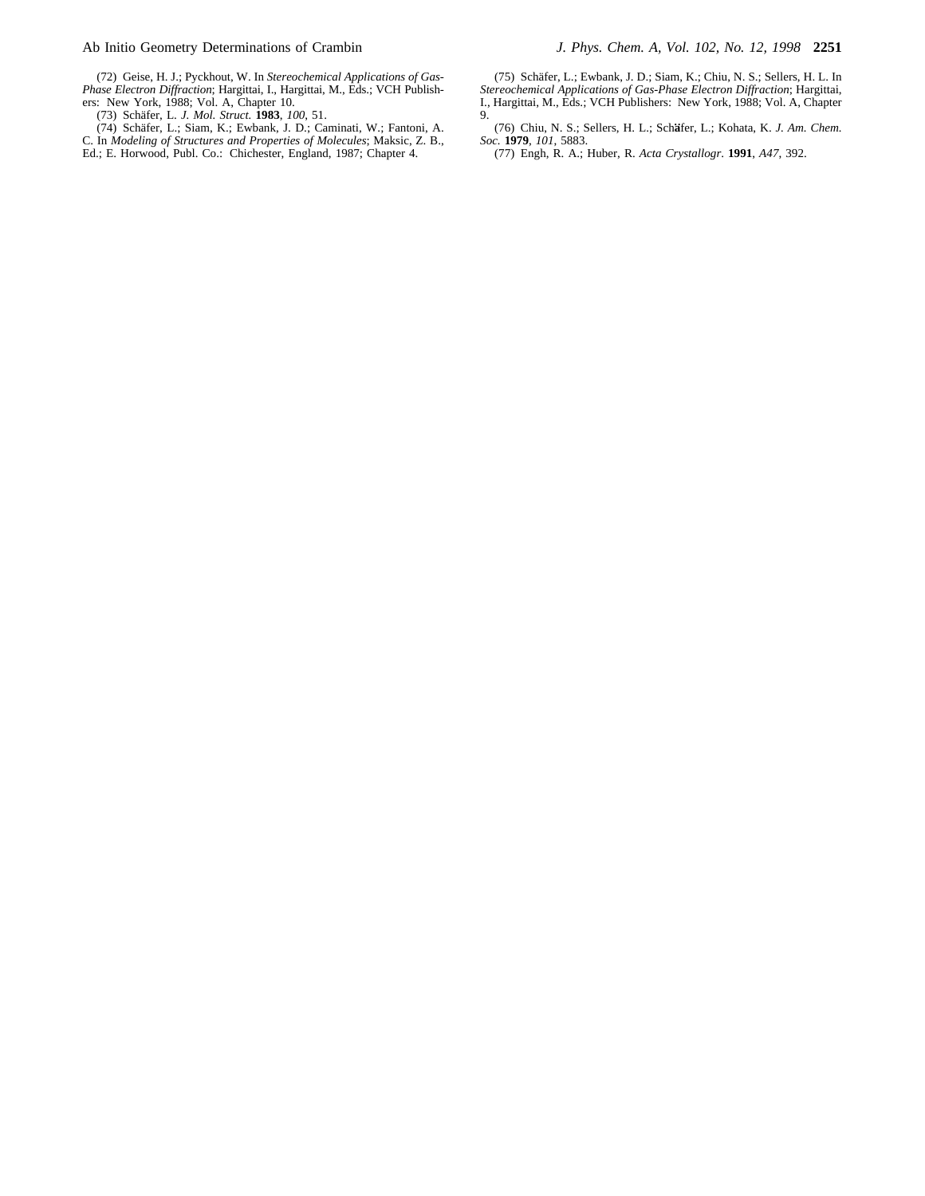(72) Geise, H. J.; Pyckhout, W. In *Stereochemical Applications of Gas-Phase Electron Diffraction*; Hargittai, I., Hargittai, M., Eds.; VCH Publishers: New York, 1988; Vol. A, Chapter 10.

(73) Schäfer, L. *J. Mol. Struct.* **1983**, *100*, 51.

(74) Schäfer, L.; Siam, K.; Ewbank, J. D.; Caminati, W.; Fantoni, A. C. In *Modeling of Structures and Properties of Molecules*; Maksic, Z. B., Ed.; E. Horwood, Publ. Co.: Chichester, England, 1987; Chapter 4.

(75) Schäfer, L.; Ewbank, J. D.; Siam, K.; Chiu, N. S.; Sellers, H. L. In *Stereochemical Applications of Gas-Phase Electron Diffraction*; Hargittai, I., Hargittai, M., Eds.; VCH Publishers: New York, 1988; Vol. A, Chapter 9.

(76) Chiu, N. S.; Sellers, H. L.; Schäfer, L.; Kohata, K. *J. Am. Chem. Soc.* **1979**, *101*, 5883.

(77) Engh, R. A.; Huber, R. *Acta Crystallogr.* **1991**, *A47*, 392.